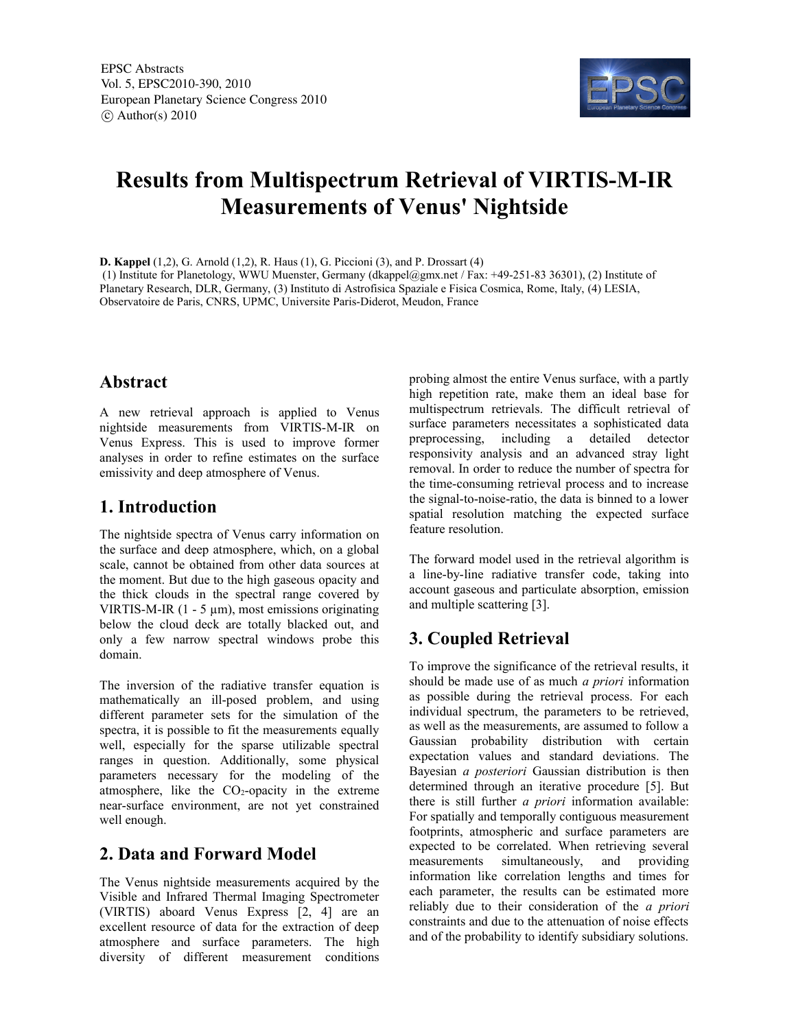# Results from Multispectrum Retrieval of VIRTIS-M-IR Measurements of Venus' Nightside

**D. Kappel** (1,2), G. Arnold (1,2), R. Haus (1), G. Piccioni (3), and P. Drossart (4)

(1) Institute for Planetology, WWU Muenster, Germany (dkappel@gmx.net / Fax: +49-251-83 36301), (2) Institute of Planetary Research, DLR, Germany, (3) Instituto di Astrofisica Spaziale e Fisica Cosmica, Rome, Italy, (4) LESIA, Observatoire de Paris, CNRS, UPMC, Universite Paris-Diderot, Meudon, France

## Abstract

A new retrieval approach is applied to Venus nightside measurements from VIRTIS-M-IR on Venus Express. This is used to improve former analyses in order to refine estimates on the surface emissivity and deep atmosphere of Venus.

## 1. Introduction

The nightside spectra of Venus carry information on the surface and deep atmosphere, which, on a global scale, cannot be obtained from other data sources at the moment. But due to the high gaseous opacity and the thick clouds in the spectral range covered by VIRTIS-M-IR (1 - 5 µm), most emissions originating below the cloud deck are totally blacked out, and only a few narrow spectral windows probe this domain.

The inversion of the radiative transfer equation is mathematically an ill-posed problem, and using different parameter sets for the simulation of the spectra, it is possible to fit the measurements equally well, especially for the sparse utilizable spectral ranges in question. Additionally, some physical parameters necessary for the modeling of the atmosphere, like the $CO_2$-opacity in the extreme near-surface environment, are not yet constrained well enough.

## 2. Data and Forward Model

The Venus nightside measurements acquired by the Visible and Infrared Thermal Imaging Spectrometer (VIRTIS) aboard Venus Express [2, 4] are an excellent resource of data for the extraction of deep atmosphere and surface parameters. The high diversity of different measurement conditions probing almost the entire Venus surface, with a partly high repetition rate, make them an ideal base for multispectrum retrievals. The difficult retrieval of surface parameters necessitates a sophisticated data preprocessing, including a detailed detector responsivity analysis and an advanced stray light removal. In order to reduce the number of spectra for the time-consuming retrieval process and to increase the signal-to-noise-ratio, the data is binned to a lower spatial resolution matching the expected surface feature resolution.

The forward model used in the retrieval algorithm is a line-by-line radiative transfer code, taking into account gaseous and particulate absorption, emission and multiple scattering [3].

## 3. Coupled Retrieval

To improve the significance of the retrieval results, it should be made use of as much *a priori* information as possible during the retrieval process. For each individual spectrum, the parameters to be retrieved, as well as the measurements, are assumed to follow a Gaussian probability distribution with certain expectation values and standard deviations. The Bayesian *a posteriori* Gaussian distribution is then determined through an iterative procedure [5]. But there is still further *a priori* information available: For spatially and temporally contiguous measurement footprints, atmospheric and surface parameters are expected to be correlated. When retrieving several measurements simultaneously, and providing information like correlation lengths and times for each parameter, the results can be estimated more reliably due to their consideration of the *a priori* constraints and due to the attenuation of noise effects and of the probability to identify subsidiary solutions.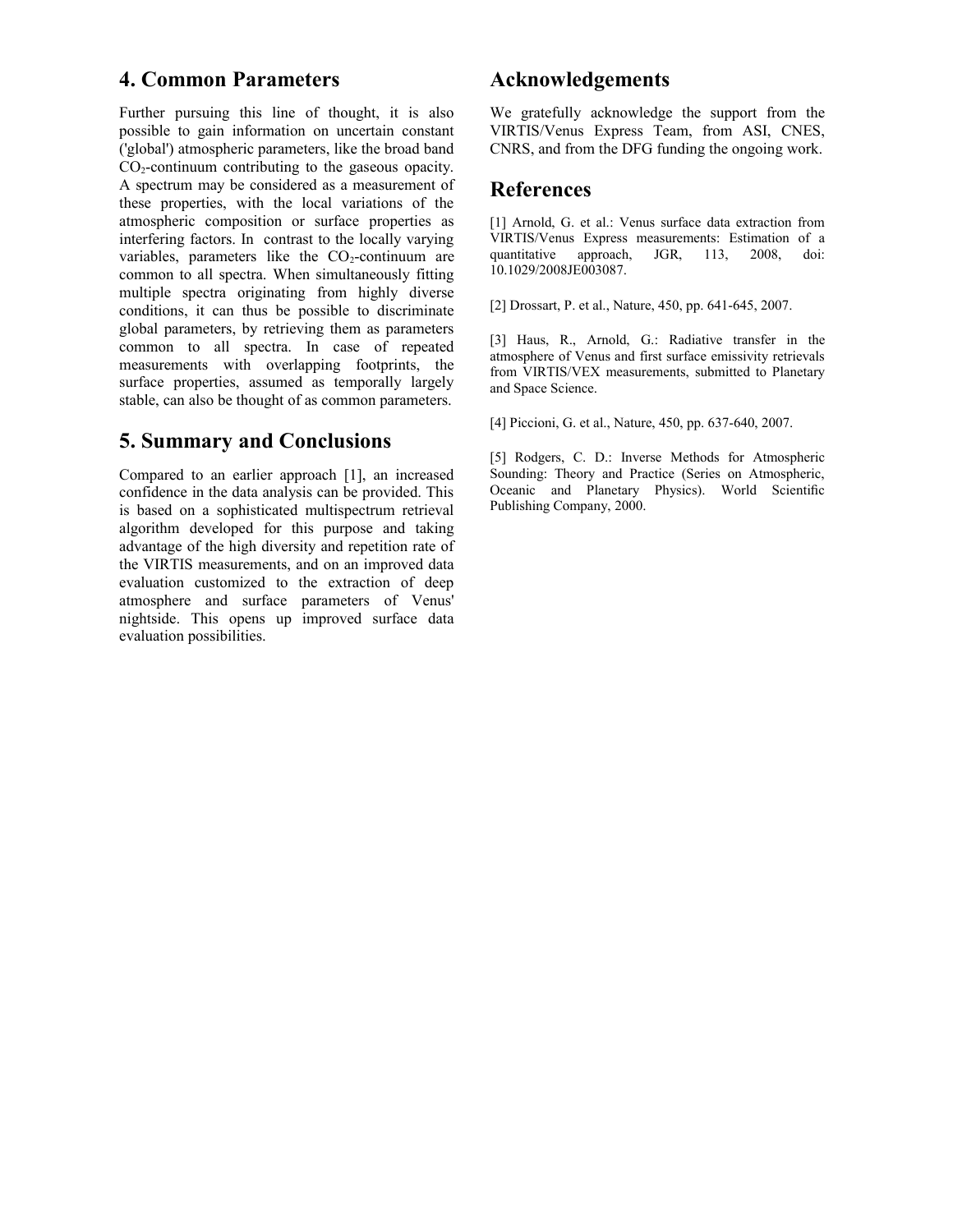## 4. Common Parameters

Further pursuing this line of thought, it is also possible to gain information on uncertain constant ('global') atmospheric parameters, like the broad band $CO_2$-continuum contributing to the gaseous opacity. A spectrum may be considered as a measurement of these properties, with the local variations of the atmospheric composition or surface properties as interfering factors. In contrast to the locally varying variables, parameters like the $CO_2$-continuum are common to all spectra. When simultaneously fitting multiple spectra originating from highly diverse conditions, it can thus be possible to discriminate global parameters, by retrieving them as parameters common to all spectra. In case of repeated measurements with overlapping footprints, the surface properties, assumed as temporally largely stable, can also be thought of as common parameters.

## 5. Summary and Conclusions

Compared to an earlier approach [1], an increased confidence in the data analysis can be provided. This is based on a sophisticated multispectrum retrieval algorithm developed for this purpose and taking advantage of the high diversity and repetition rate of the VIRTIS measurements, and on an improved data evaluation customized to the extraction of deep atmosphere and surface parameters of Venus' nightside. This opens up improved surface data evaluation possibilities.

## Acknowledgements

We gratefully acknowledge the support from the VIRTIS/Venus Express Team, from ASI, CNES, CNRS, and from the DFG funding the ongoing work.

## References

[1] Arnold, G. et al.: Venus surface data extraction from VIRTIS/Venus Express measurements: Estimation of a quantitative approach, JGR, 113, 2008, doi: 10.1029/2008JE003087.

[2] Drossart, P. et al., Nature, 450, pp. 641-645, 2007.

[3] Haus, R., Arnold, G.: Radiative transfer in the atmosphere of Venus and first surface emissivity retrievals from VIRTIS/VEX measurements, submitted to Planetary and Space Science.

[4] Piccioni, G. et al., Nature, 450, pp. 637-640, 2007.

[5] Rodgers, C. D.: Inverse Methods for Atmospheric Sounding: Theory and Practice (Series on Atmospheric, Oceanic and Planetary Physics). World Scientific Publishing Company, 2000.